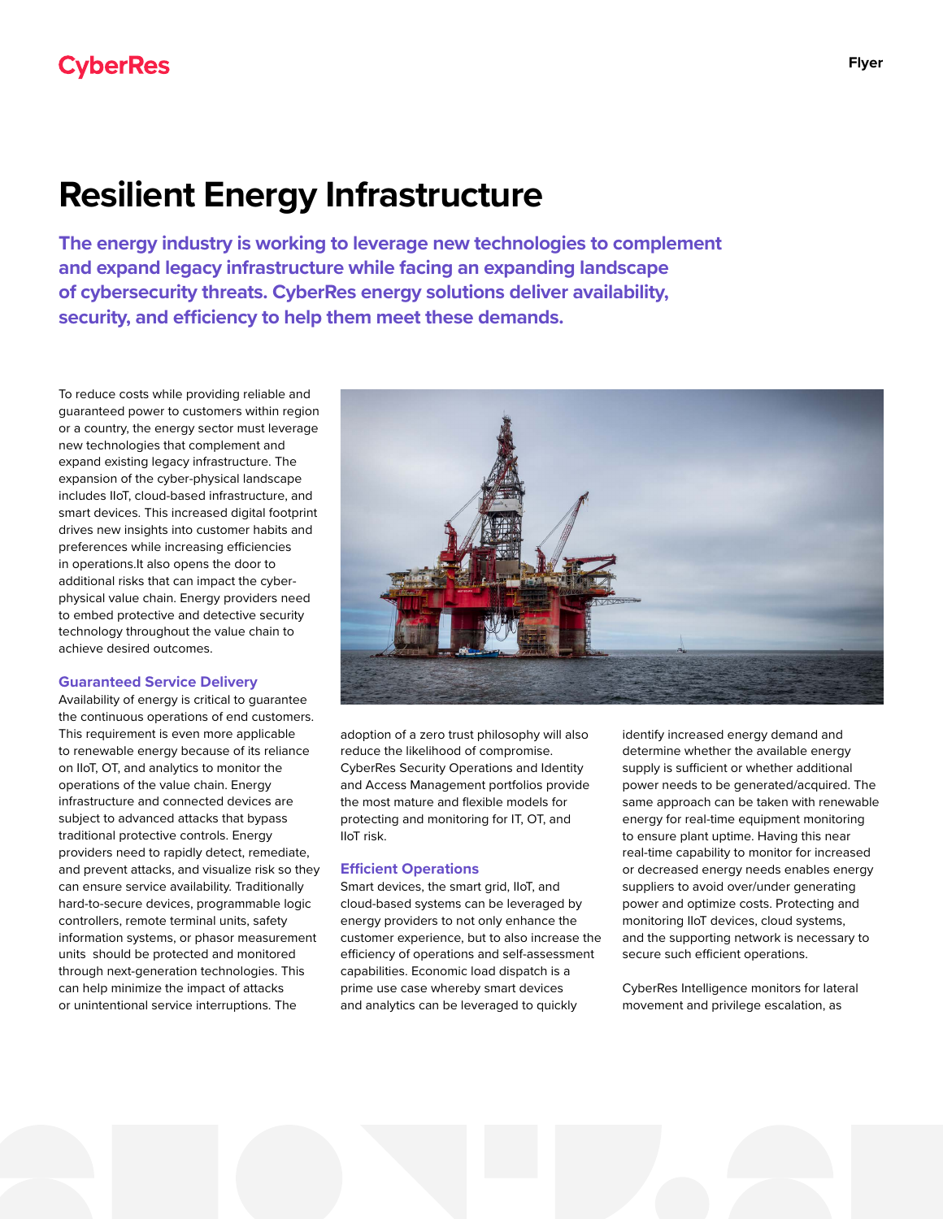# Resilient Energy Infrastructure

**The energy industry is working to leverage new technologies to complement and expand legacy infrastructure while facing an expanding landscape of cybersecurity threats. CyberRes energy solutions deliver availability, security, and efficiency to help them meet these demands.**

To reduce costs while providing reliable and guaranteed power to customers within region or a country, the energy sector must leverage new technologies that complement and expand existing legacy infrastructure. The expansion of the cyber-physical landscape includes IIoT, cloud-based infrastructure, and smart devices. This increased digital footprint drives new insights into customer habits and preferences while increasing efficiencies in operations.It also opens the door to additional risks that can impact the cyber-physical value chain. Energy providers need to embed protective and detective security technology throughout the value chain to achieve desired outcomes.

## Guaranteed Service Delivery

Availability of energy is critical to guarantee the continuous operations of end customers. This requirement is even more applicable to renewable energy because of its reliance on IIoT, OT, and analytics to monitor the operations of the value chain. Energy infrastructure and connected devices are subject to advanced attacks that bypass traditional protective controls. Energy providers need to rapidly detect, remediate, and prevent attacks, and visualize risk so they can ensure service availability. Traditionally hard-to-secure devices, programmable logic controllers, remote terminal units, safety information systems, or phasor measurement units should be protected and monitored through next-generation technologies. This can help minimize the impact of attacks or unintentional service interruptions. The adoption of a zero trust philosophy will also reduce the likelihood of compromise. CyberRes Security Operations and Identity and Access Management portfolios provide the most mature and flexible models for protecting and monitoring for IT, OT, and IIoT risk.

## Efficient Operations

Smart devices, the smart grid, IIoT, and cloud-based systems can be leveraged by energy providers to not only enhance the customer experience, but to also increase the efficiency of operations and self-assessment capabilities. Economic load dispatch is a prime use case whereby smart devices and analytics can be leveraged to quickly identify increased energy demand and determine whether the available energy supply is sufficient or whether additional power needs to be generated/acquired. The same approach can be taken with renewable energy for real-time equipment monitoring to ensure plant uptime. Having this near real-time capability to monitor for increased or decreased energy needs enables energy suppliers to avoid over/under generating power and optimize costs. Protecting and monitoring IIoT devices, cloud systems, and the supporting network is necessary to secure such efficient operations.

CyberRes Intelligence monitors for lateral movement and privilege escalation, as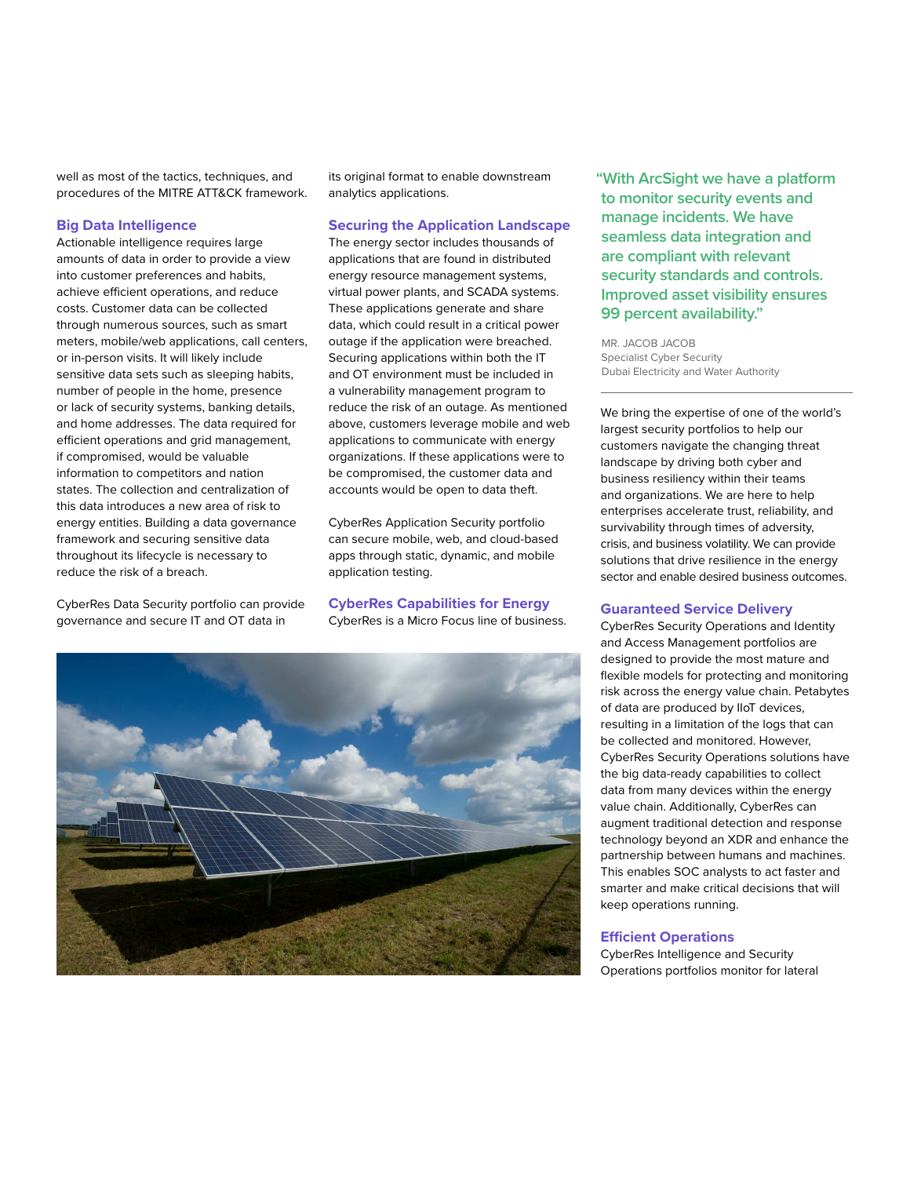well as most of the tactics, techniques, and procedures of the MITRE ATT&CK framework.

### Big Data Intelligence

Actionable intelligence requires large amounts of data in order to provide a view into customer preferences and habits, achieve efficient operations, and reduce costs. Customer data can be collected through numerous sources, such as smart meters, mobile/web applications, call centers, or in-person visits. It will likely include sensitive data sets such as sleeping habits, number of people in the home, presence or lack of security systems, banking details, and home addresses. The data required for efficient operations and grid management, if compromised, would be valuable information to competitors and nation states. The collection and centralization of this data introduces a new area of risk to energy entities. Building a data governance framework and securing sensitive data throughout its lifecycle is necessary to reduce the risk of a breach.

CyberRes Data Security portfolio can provide governance and secure IT and OT data in its original format to enable downstream analytics applications.

### Securing the Application Landscape

The energy sector includes thousands of applications that are found in distributed energy resource management systems, virtual power plants, and SCADA systems. These applications generate and share data, which could result in a critical power outage if the application were breached. Securing applications within both the IT and OT environment must be included in a vulnerability management program to reduce the risk of an outage. As mentioned above, customers leverage mobile and web applications to communicate with energy organizations. If these applications were to be compromised, the customer data and accounts would be open to data theft.

CyberRes Application Security portfolio can secure mobile, web, and cloud-based apps through static, dynamic, and mobile application testing.

### CyberRes Capabilities for Energy

CyberRes is a Micro Focus line of business.

> "With ArcSight we have a platform to monitor security events and manage incidents. We have seamless data integration and are compliant with relevant security standards and controls. Improved asset visibility ensures 99 percent availability."

MR. JACOB JACOB
Specialist Cyber Security
Dubai Electricity and Water Authority

We bring the expertise of one of the world's largest security portfolios to help our customers navigate the changing threat landscape by driving both cyber and business resiliency within their teams and organizations. We are here to help enterprises accelerate trust, reliability, and survivability through times of adversity, crisis, and business volatility. We can provide solutions that drive resilience in the energy sector and enable desired business outcomes.

### Guaranteed Service Delivery

CyberRes Security Operations and Identity and Access Management portfolios are designed to provide the most mature and flexible models for protecting and monitoring risk across the energy value chain. Petabytes of data are produced by IIoT devices, resulting in a limitation of the logs that can be collected and monitored. However, CyberRes Security Operations solutions have the big data-ready capabilities to collect data from many devices within the energy value chain. Additionally, CyberRes can augment traditional detection and response technology beyond an XDR and enhance the partnership between humans and machines. This enables SOC analysts to act faster and smarter and make critical decisions that will keep operations running.

### Efficient Operations

CyberRes Intelligence and Security Operations portfolios monitor for lateral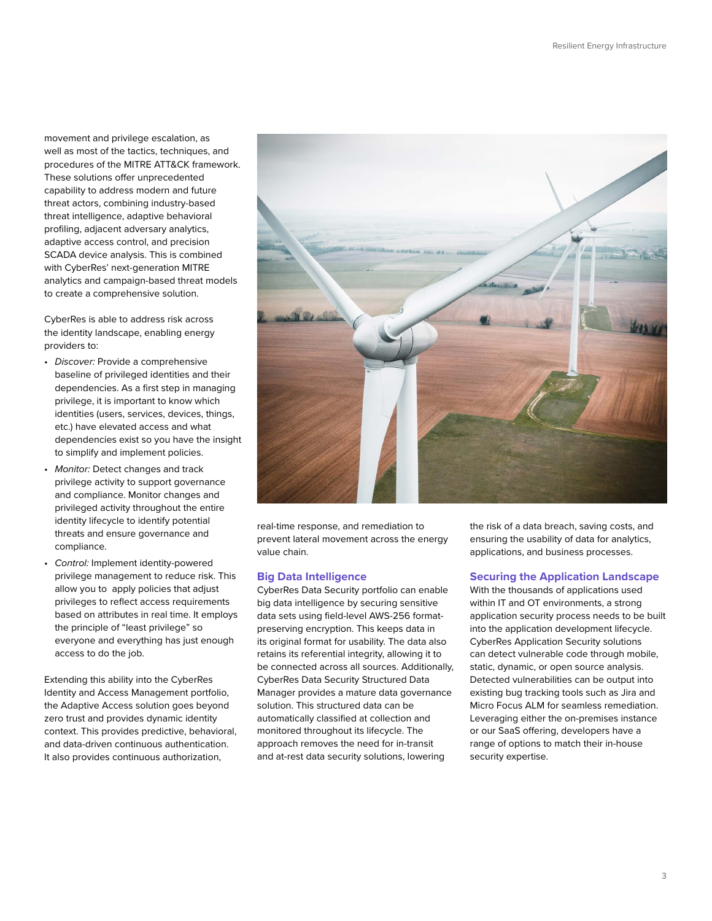movement and privilege escalation, as well as most of the tactics, techniques, and procedures of the MITRE ATT&CK framework. These solutions offer unprecedented capability to address modern and future threat actors, combining industry-based threat intelligence, adaptive behavioral profiling, adjacent adversary analytics, adaptive access control, and precision SCADA device analysis. This is combined with CyberRes' next-generation MITRE analytics and campaign-based threat models to create a comprehensive solution.

CyberRes is able to address risk across the identity landscape, enabling energy providers to:

- *Discover:* Provide a comprehensive baseline of privileged identities and their dependencies. As a first step in managing privilege, it is important to know which identities (users, services, devices, things, etc.) have elevated access and what dependencies exist so you have the insight to simplify and implement policies.
- *Monitor:* Detect changes and track privilege activity to support governance and compliance. Monitor changes and privileged activity throughout the entire identity lifecycle to identify potential threats and ensure governance and compliance.
- *Control:* Implement identity-powered privilege management to reduce risk. This allow you to apply policies that adjust privileges to reflect access requirements based on attributes in real time. It employs the principle of "least privilege" so everyone and everything has just enough access to do the job.

Extending this ability into the CyberRes Identity and Access Management portfolio, the Adaptive Access solution goes beyond zero trust and provides dynamic identity context. This provides predictive, behavioral, and data-driven continuous authentication. It also provides continuous authorization, real-time response, and remediation to prevent lateral movement across the energy value chain.

## Big Data Intelligence

CyberRes Data Security portfolio can enable big data intelligence by securing sensitive data sets using field-level AWS-256 format-preserving encryption. This keeps data in its original format for usability. The data also retains its referential integrity, allowing it to be connected across all sources. Additionally, CyberRes Data Security Structured Data Manager provides a mature data governance solution. This structured data can be automatically classified at collection and monitored throughout its lifecycle. The approach removes the need for in-transit and at-rest data security solutions, lowering the risk of a data breach, saving costs, and ensuring the usability of data for analytics, applications, and business processes.

## Securing the Application Landscape

With the thousands of applications used within IT and OT environments, a strong application security process needs to be built into the application development lifecycle. CyberRes Application Security solutions can detect vulnerable code through mobile, static, dynamic, or open source analysis. Detected vulnerabilities can be output into existing bug tracking tools such as Jira and Micro Focus ALM for seamless remediation. Leveraging either the on-premises instance or our SaaS offering, developers have a range of options to match their in-house security expertise.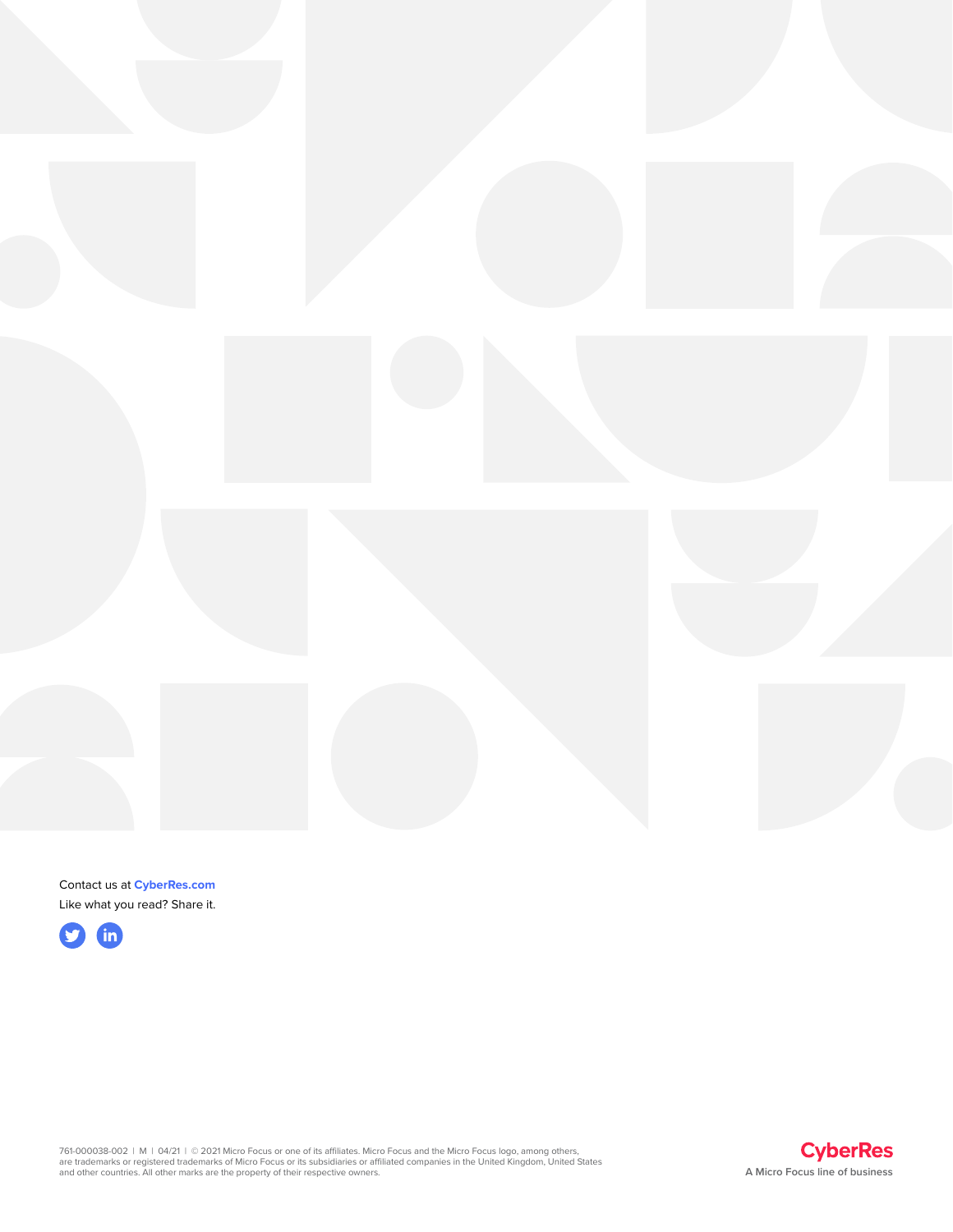Contact us at **CyberRes.com**

Like what you read? Share it.

761-000038-002 | M | 04/21 | © 2021 Micro Focus or one of its affiliates. Micro Focus and the Micro Focus logo, among others, are trademarks or registered trademarks of Micro Focus or its subsidiaries or affiliated companies in the United Kingdom, United States and other countries. All other marks are the property of their respective owners.

**CyberRes**

A Micro Focus line of business